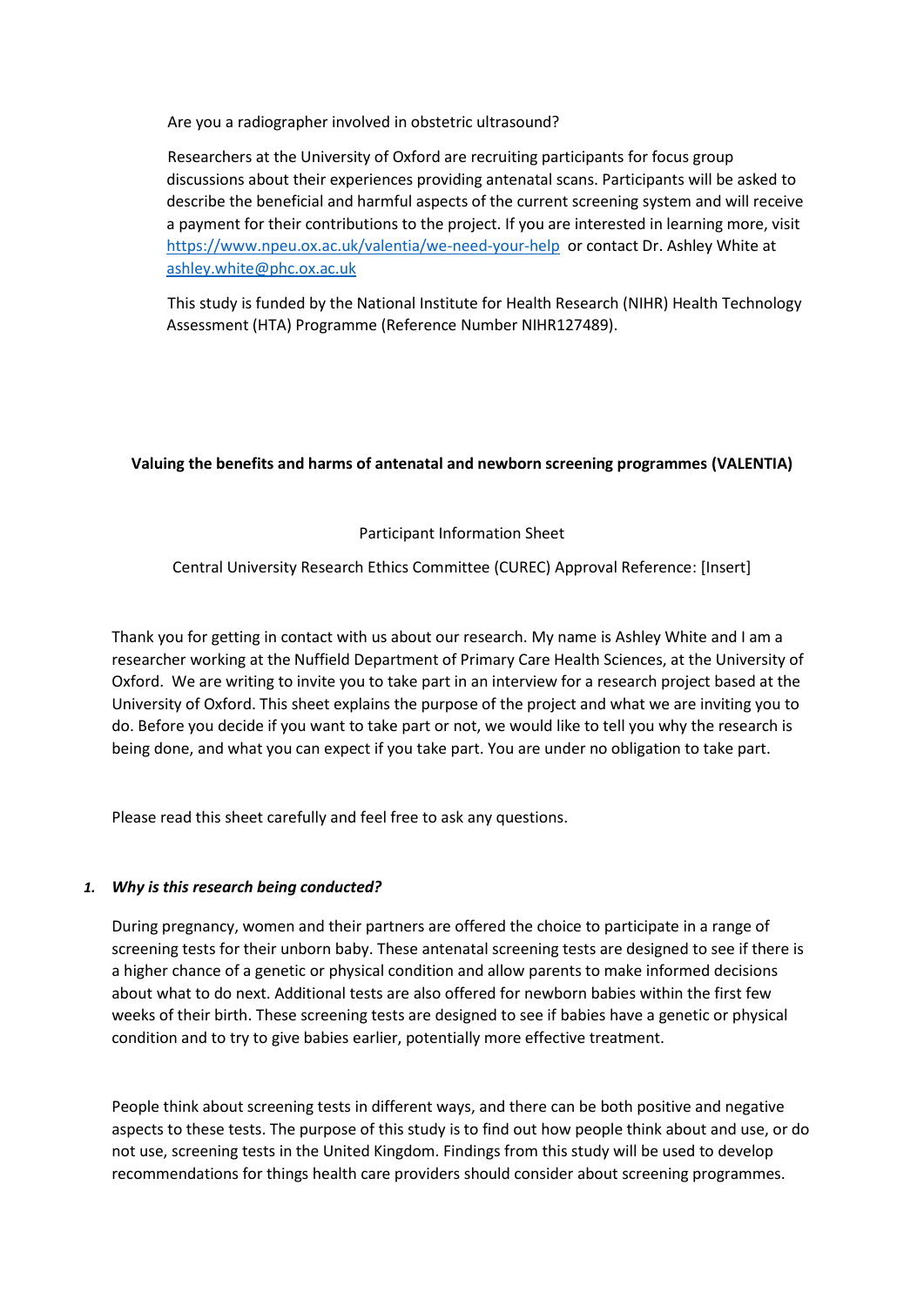Are you a radiographer involved in obstetric ultrasound?

Researchers at the University of Oxford are recruiting participants for focus group discussions about their experiences providing antenatal scans. Participants will be asked to describe the beneficial and harmful aspects of the current screening system and will receive a payment for their contributions to the project. If you are interested in learning more, visit [https://www.npeu.ox.ac.uk/valentia/we-need-your-help](https://www.npeu.ox.ac.uk/valentia/we-need-your-help) or contact Dr. Ashley White at [ashley.white@phc.ox.ac.uk](mailto:ashley.white@phc.ox.ac.uk)

This study is funded by the National Institute for Health Research (NIHR) Health Technology Assessment (HTA) Programme (Reference Number NIHR127489).

**Valuing the benefits and harms of antenatal and newborn screening programmes (VALENTIA)**

Participant Information Sheet

Central University Research Ethics Committee (CUREC) Approval Reference: [Insert]

Thank you for getting in contact with us about our research. My name is Ashley White and I am a researcher working at the Nuffield Department of Primary Care Health Sciences, at the University of Oxford. We are writing to invite you to take part in an interview for a research project based at the University of Oxford. This sheet explains the purpose of the project and what we are inviting you to do. Before you decide if you want to take part or not, we would like to tell you why the research is being done, and what you can expect if you take part. You are under no obligation to take part.

Please read this sheet carefully and feel free to ask any questions.

### 1. *Why is this research being conducted?*

During pregnancy, women and their partners are offered the choice to participate in a range of screening tests for their unborn baby. These antenatal screening tests are designed to see if there is a higher chance of a genetic or physical condition and allow parents to make informed decisions about what to do next. Additional tests are also offered for newborn babies within the first few weeks of their birth. These screening tests are designed to see if babies have a genetic or physical condition and to try to give babies earlier, potentially more effective treatment.

People think about screening tests in different ways, and there can be both positive and negative aspects to these tests. The purpose of this study is to find out how people think about and use, or do not use, screening tests in the United Kingdom. Findings from this study will be used to develop recommendations for things health care providers should consider about screening programmes.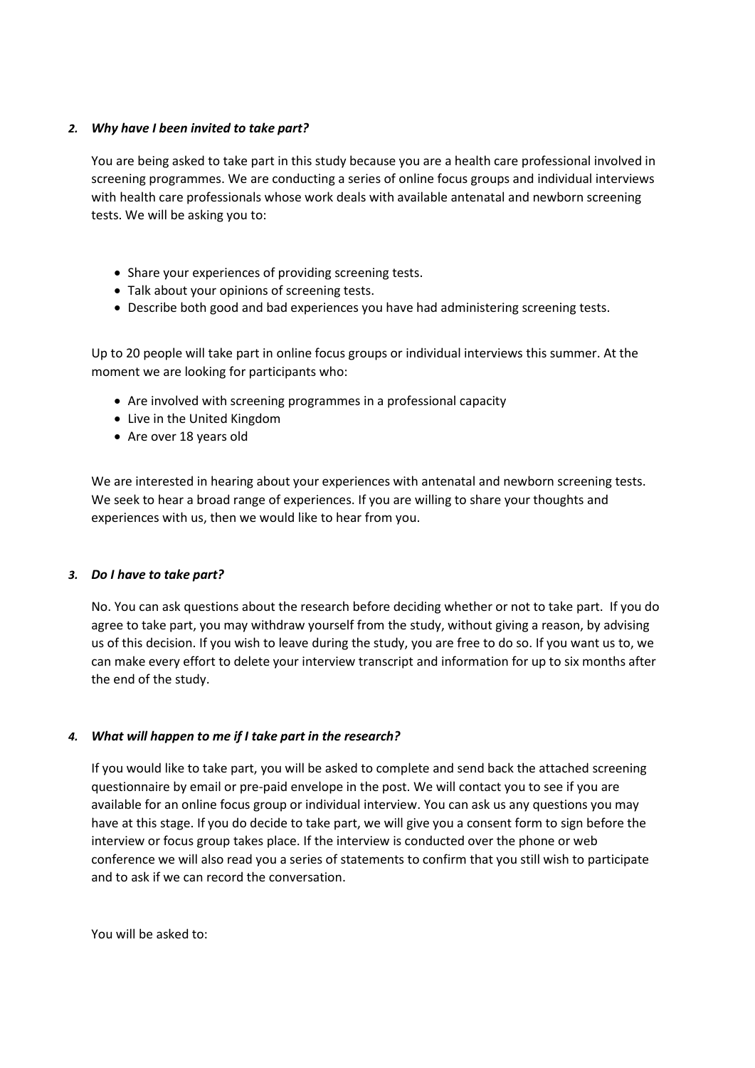### *2. Why have I been invited to take part?*

You are being asked to take part in this study because you are a health care professional involved in screening programmes. We are conducting a series of online focus groups and individual interviews with health care professionals whose work deals with available antenatal and newborn screening tests. We will be asking you to:

- Share your experiences of providing screening tests.
- Talk about your opinions of screening tests.
- Describe both good and bad experiences you have had administering screening tests.

Up to 20 people will take part in online focus groups or individual interviews this summer. At the moment we are looking for participants who:

- Are involved with screening programmes in a professional capacity
- Live in the United Kingdom
- Are over 18 years old

We are interested in hearing about your experiences with antenatal and newborn screening tests. We seek to hear a broad range of experiences. If you are willing to share your thoughts and experiences with us, then we would like to hear from you.

### *3. Do I have to take part?*

No. You can ask questions about the research before deciding whether or not to take part. If you do agree to take part, you may withdraw yourself from the study, without giving a reason, by advising us of this decision. If you wish to leave during the study, you are free to do so. If you want us to, we can make every effort to delete your interview transcript and information for up to six months after the end of the study.

### *4. What will happen to me if I take part in the research?*

If you would like to take part, you will be asked to complete and send back the attached screening questionnaire by email or pre-paid envelope in the post. We will contact you to see if you are available for an online focus group or individual interview. You can ask us any questions you may have at this stage. If you do decide to take part, we will give you a consent form to sign before the interview or focus group takes place. If the interview is conducted over the phone or web conference we will also read you a series of statements to confirm that you still wish to participate and to ask if we can record the conversation.

You will be asked to: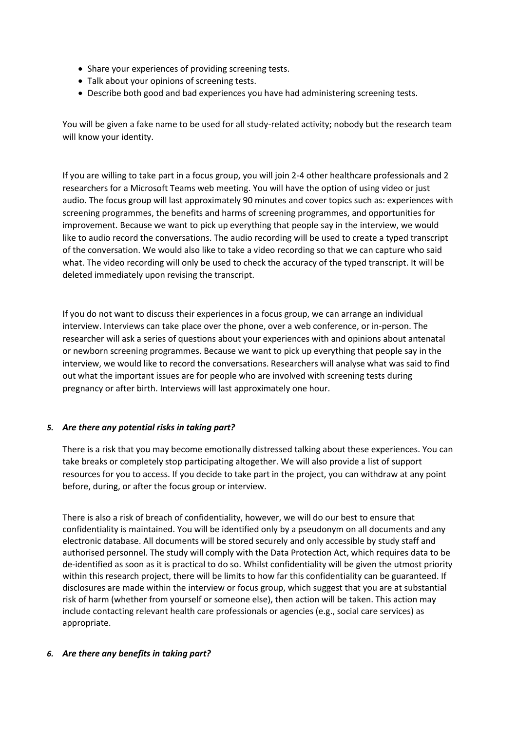- Share your experiences of providing screening tests.
- Talk about your opinions of screening tests.
- Describe both good and bad experiences you have had administering screening tests.

You will be given a fake name to be used for all study-related activity; nobody but the research team will know your identity.

If you are willing to take part in a focus group, you will join 2-4 other healthcare professionals and 2 researchers for a Microsoft Teams web meeting. You will have the option of using video or just audio. The focus group will last approximately 90 minutes and cover topics such as: experiences with screening programmes, the benefits and harms of screening programmes, and opportunities for improvement. Because we want to pick up everything that people say in the interview, we would like to audio record the conversations. The audio recording will be used to create a typed transcript of the conversation. We would also like to take a video recording so that we can capture who said what. The video recording will only be used to check the accuracy of the typed transcript. It will be deleted immediately upon revising the transcript.

If you do not want to discuss their experiences in a focus group, we can arrange an individual interview. Interviews can take place over the phone, over a web conference, or in-person. The researcher will ask a series of questions about your experiences with and opinions about antenatal or newborn screening programmes. Because we want to pick up everything that people say in the interview, we would like to record the conversations. Researchers will analyse what was said to find out what the important issues are for people who are involved with screening tests during pregnancy or after birth. Interviews will last approximately one hour.

### *5. Are there any potential risks in taking part?*

There is a risk that you may become emotionally distressed talking about these experiences. You can take breaks or completely stop participating altogether. We will also provide a list of support resources for you to access. If you decide to take part in the project, you can withdraw at any point before, during, or after the focus group or interview.

There is also a risk of breach of confidentiality, however, we will do our best to ensure that confidentiality is maintained. You will be identified only by a pseudonym on all documents and any electronic database. All documents will be stored securely and only accessible by study staff and authorised personnel. The study will comply with the Data Protection Act, which requires data to be de-identified as soon as it is practical to do so. Whilst confidentiality will be given the utmost priority within this research project, there will be limits to how far this confidentiality can be guaranteed. If disclosures are made within the interview or focus group, which suggest that you are at substantial risk of harm (whether from yourself or someone else), then action will be taken. This action may include contacting relevant health care professionals or agencies (e.g., social care services) as appropriate.

### *6. Are there any benefits in taking part?*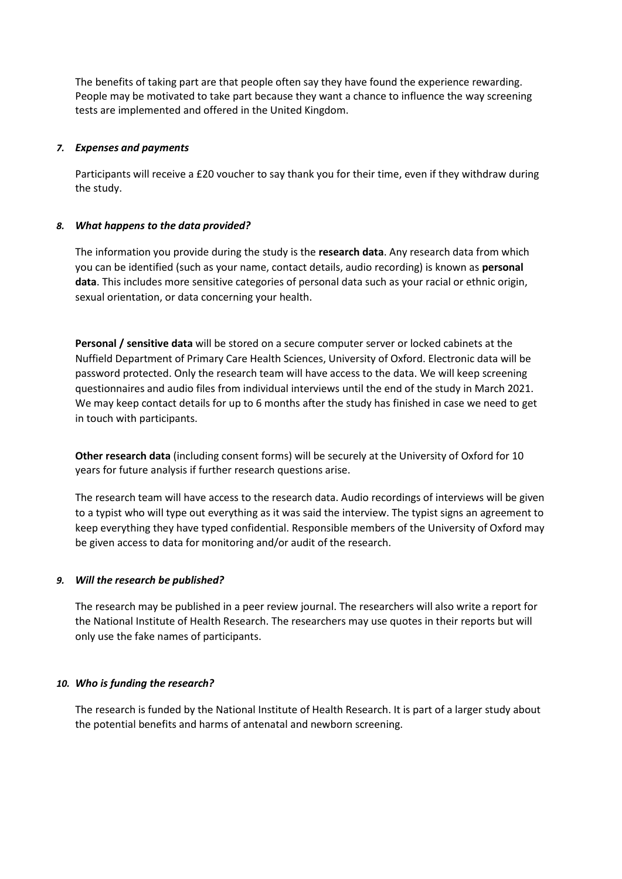The benefits of taking part are that people often say they have found the experience rewarding. People may be motivated to take part because they want a chance to influence the way screening tests are implemented and offered in the United Kingdom.

### *7. Expenses and payments*

Participants will receive a £20 voucher to say thank you for their time, even if they withdraw during the study.

### *8. What happens to the data provided?*

The information you provide during the study is the **research data**. Any research data from which you can be identified (such as your name, contact details, audio recording) is known as **personal data**. This includes more sensitive categories of personal data such as your racial or ethnic origin, sexual orientation, or data concerning your health.

**Personal / sensitive data** will be stored on a secure computer server or locked cabinets at the Nuffield Department of Primary Care Health Sciences, University of Oxford. Electronic data will be password protected. Only the research team will have access to the data. We will keep screening questionnaires and audio files from individual interviews until the end of the study in March 2021. We may keep contact details for up to 6 months after the study has finished in case we need to get in touch with participants.

**Other research data** (including consent forms) will be securely at the University of Oxford for 10 years for future analysis if further research questions arise.

The research team will have access to the research data. Audio recordings of interviews will be given to a typist who will type out everything as it was said the interview. The typist signs an agreement to keep everything they have typed confidential. Responsible members of the University of Oxford may be given access to data for monitoring and/or audit of the research.

### *9. Will the research be published?*

The research may be published in a peer review journal. The researchers will also write a report for the National Institute of Health Research. The researchers may use quotes in their reports but will only use the fake names of participants.

### *10. Who is funding the research?*

The research is funded by the National Institute of Health Research. It is part of a larger study about the potential benefits and harms of antenatal and newborn screening.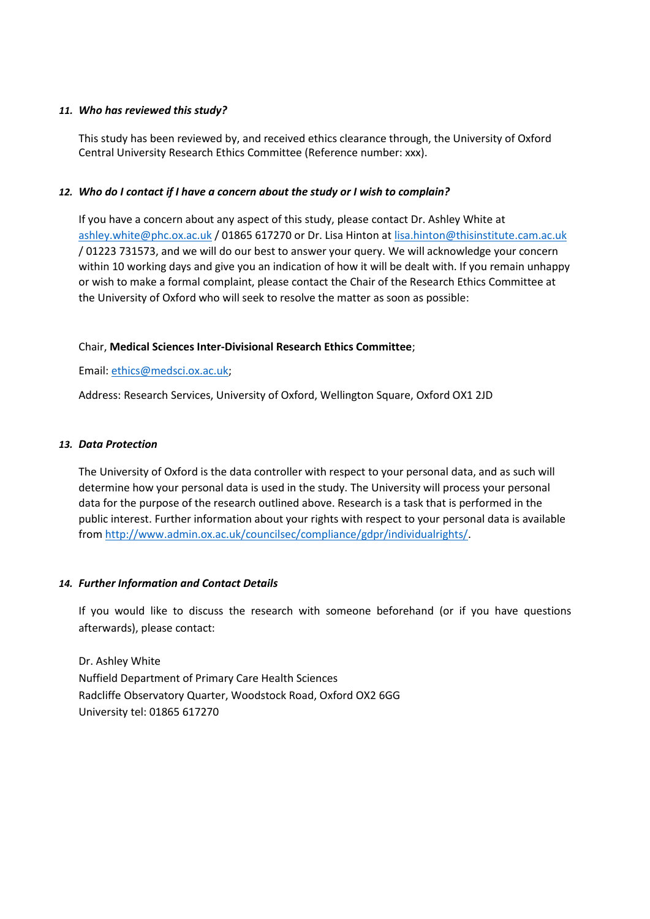### *11. Who has reviewed this study?*

This study has been reviewed by, and received ethics clearance through, the University of Oxford Central University Research Ethics Committee (Reference number: xxx).

### *12. Who do I contact if I have a concern about the study or I wish to complain?*

If you have a concern about any aspect of this study, please contact Dr. Ashley White at ashley.white@phc.ox.ac.uk / 01865 617270 or Dr. Lisa Hinton at lisa.hinton@thisinstitute.cam.ac.uk / 01223 731573, and we will do our best to answer your query. We will acknowledge your concern within 10 working days and give you an indication of how it will be dealt with. If you remain unhappy or wish to make a formal complaint, please contact the Chair of the Research Ethics Committee at the University of Oxford who will seek to resolve the matter as soon as possible:

Chair, **Medical Sciences Inter-Divisional Research Ethics Committee**;

Email: ethics@medsci.ox.ac.uk;

Address: Research Services, University of Oxford, Wellington Square, Oxford OX1 2JD

### *13. Data Protection*

The University of Oxford is the data controller with respect to your personal data, and as such will determine how your personal data is used in the study. The University will process your personal data for the purpose of the research outlined above. Research is a task that is performed in the public interest. Further information about your rights with respect to your personal data is available from http://www.admin.ox.ac.uk/councilsec/compliance/gdpr/individualrights/.

### *14. Further Information and Contact Details*

If you would like to discuss the research with someone beforehand (or if you have questions afterwards), please contact:

Dr. Ashley White
Nuffield Department of Primary Care Health Sciences
Radcliffe Observatory Quarter, Woodstock Road, Oxford OX2 6GG
University tel: 01865 617270